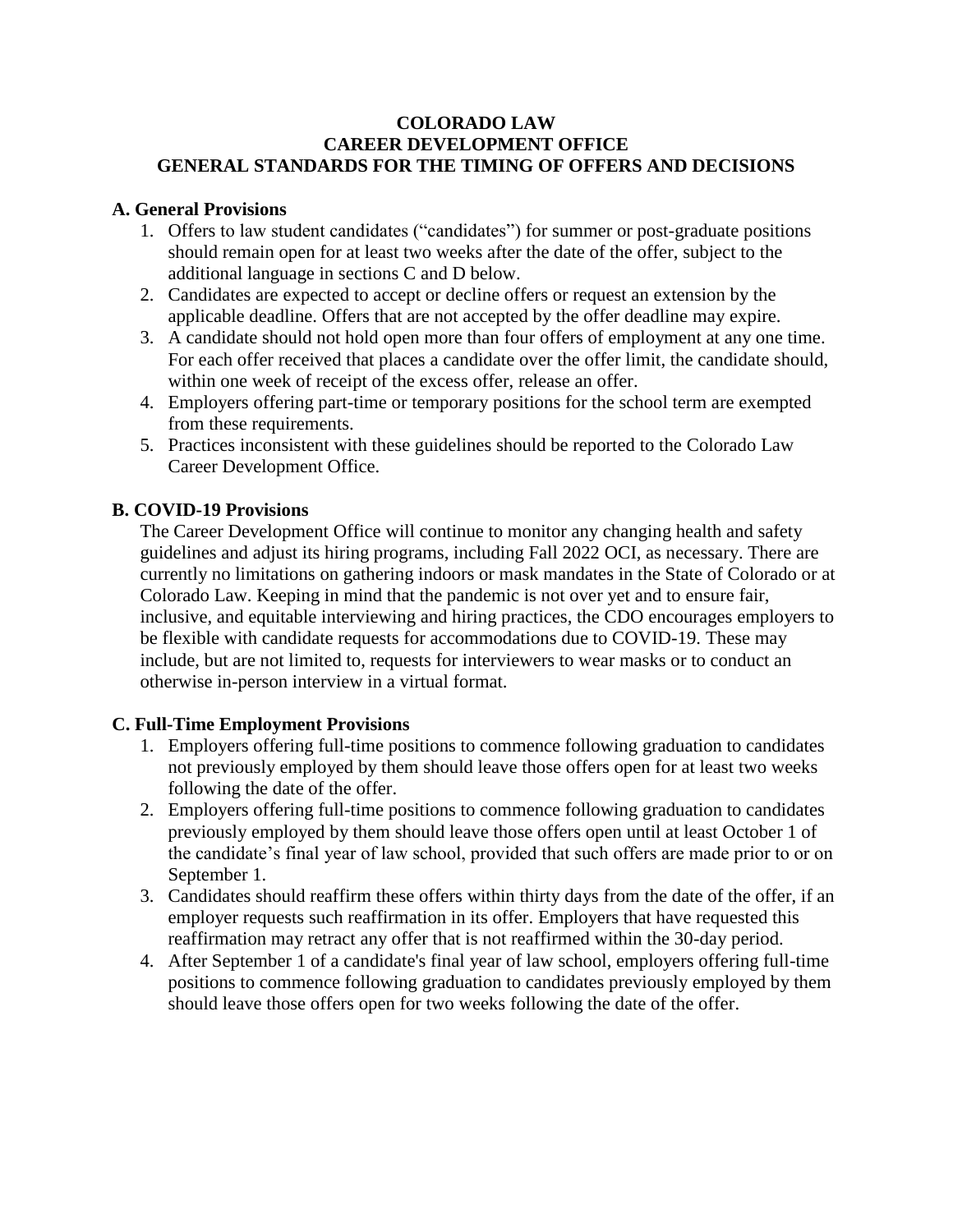# COLORADO LAW
# CAREER DEVELOPMENT OFFICE
# GENERAL STANDARDS FOR THE TIMING OF OFFERS AND DECISIONS

## A. General Provisions

1. Offers to law student candidates ("candidates") for summer or post-graduate positions should remain open for at least two weeks after the date of the offer, subject to the additional language in sections C and D below.
2. Candidates are expected to accept or decline offers or request an extension by the applicable deadline. Offers that are not accepted by the offer deadline may expire.
3. A candidate should not hold open more than four offers of employment at any one time. For each offer received that places a candidate over the offer limit, the candidate should, within one week of receipt of the excess offer, release an offer.
4. Employers offering part-time or temporary positions for the school term are exempted from these requirements.
5. Practices inconsistent with these guidelines should be reported to the Colorado Law Career Development Office.

## B. COVID-19 Provisions

The Career Development Office will continue to monitor any changing health and safety guidelines and adjust its hiring programs, including Fall 2022 OCI, as necessary. There are currently no limitations on gathering indoors or mask mandates in the State of Colorado or at Colorado Law. Keeping in mind that the pandemic is not over yet and to ensure fair, inclusive, and equitable interviewing and hiring practices, the CDO encourages employers to be flexible with candidate requests for accommodations due to COVID-19. These may include, but are not limited to, requests for interviewers to wear masks or to conduct an otherwise in-person interview in a virtual format.

## C. Full-Time Employment Provisions

1. Employers offering full-time positions to commence following graduation to candidates not previously employed by them should leave those offers open for at least two weeks following the date of the offer.
2. Employers offering full-time positions to commence following graduation to candidates previously employed by them should leave those offers open until at least October 1 of the candidate's final year of law school, provided that such offers are made prior to or on September 1.
3. Candidates should reaffirm these offers within thirty days from the date of the offer, if an employer requests such reaffirmation in its offer. Employers that have requested this reaffirmation may retract any offer that is not reaffirmed within the 30-day period.
4. After September 1 of a candidate's final year of law school, employers offering full-time positions to commence following graduation to candidates previously employed by them should leave those offers open for two weeks following the date of the offer.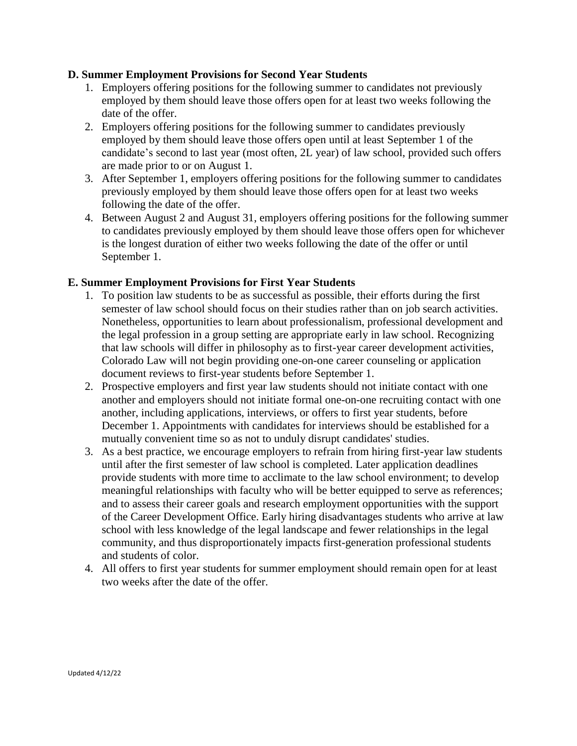**D. Summer Employment Provisions for Second Year Students**

1. Employers offering positions for the following summer to candidates not previously employed by them should leave those offers open for at least two weeks following the date of the offer.
2. Employers offering positions for the following summer to candidates previously employed by them should leave those offers open until at least September 1 of the candidate's second to last year (most often, 2L year) of law school, provided such offers are made prior to or on August 1.
3. After September 1, employers offering positions for the following summer to candidates previously employed by them should leave those offers open for at least two weeks following the date of the offer.
4. Between August 2 and August 31, employers offering positions for the following summer to candidates previously employed by them should leave those offers open for whichever is the longest duration of either two weeks following the date of the offer or until September 1.

**E. Summer Employment Provisions for First Year Students**

1. To position law students to be as successful as possible, their efforts during the first semester of law school should focus on their studies rather than on job search activities. Nonetheless, opportunities to learn about professionalism, professional development and the legal profession in a group setting are appropriate early in law school. Recognizing that law schools will differ in philosophy as to first-year career development activities, Colorado Law will not begin providing one-on-one career counseling or application document reviews to first-year students before September 1.
2. Prospective employers and first year law students should not initiate contact with one another and employers should not initiate formal one-on-one recruiting contact with one another, including applications, interviews, or offers to first year students, before December 1. Appointments with candidates for interviews should be established for a mutually convenient time so as not to unduly disrupt candidates' studies.
3. As a best practice, we encourage employers to refrain from hiring first-year law students until after the first semester of law school is completed. Later application deadlines provide students with more time to acclimate to the law school environment; to develop meaningful relationships with faculty who will be better equipped to serve as references; and to assess their career goals and research employment opportunities with the support of the Career Development Office. Early hiring disadvantages students who arrive at law school with less knowledge of the legal landscape and fewer relationships in the legal community, and thus disproportionately impacts first-generation professional students and students of color.
4. All offers to first year students for summer employment should remain open for at least two weeks after the date of the offer.

Updated 4/12/22